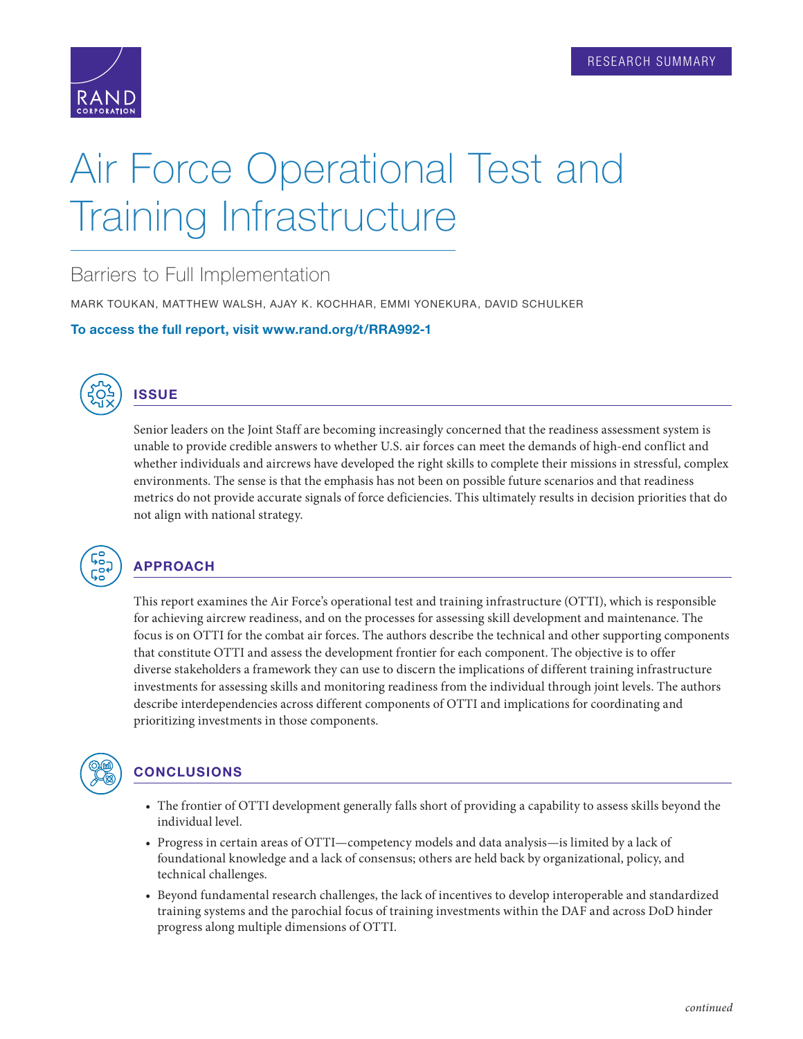RESEARCH SUMMARY

# Air Force Operational Test and Training Infrastructure

## Barriers to Full Implementation

MARK TOUKAN, MATTHEW WALSH, AJAY K. KOCHHAR, EMMI YONEKURA, DAVID SCHULKER

**To access the full report, visit www.rand.org/t/RRA992-1**

### ISSUE

Senior leaders on the Joint Staff are becoming increasingly concerned that the readiness assessment system is unable to provide credible answers to whether U.S. air forces can meet the demands of high-end conflict and whether individuals and aircrews have developed the right skills to complete their missions in stressful, complex environments. The sense is that the emphasis has not been on possible future scenarios and that readiness metrics do not provide accurate signals of force deficiencies. This ultimately results in decision priorities that do not align with national strategy.

### APPROACH

This report examines the Air Force's operational test and training infrastructure (OTTI), which is responsible for achieving aircrew readiness, and on the processes for assessing skill development and maintenance. The focus is on OTTI for the combat air forces. The authors describe the technical and other supporting components that constitute OTTI and assess the development frontier for each component. The objective is to offer diverse stakeholders a framework they can use to discern the implications of different training infrastructure investments for assessing skills and monitoring readiness from the individual through joint levels. The authors describe interdependencies across different components of OTTI and implications for coordinating and prioritizing investments in those components.

### CONCLUSIONS

- The frontier of OTTI development generally falls short of providing a capability to assess skills beyond the individual level.
- Progress in certain areas of OTTI—competency models and data analysis—is limited by a lack of foundational knowledge and a lack of consensus; others are held back by organizational, policy, and technical challenges.
- Beyond fundamental research challenges, the lack of incentives to develop interoperable and standardized training systems and the parochial focus of training investments within the DAF and across DoD hinder progress along multiple dimensions of OTTI.

*continued*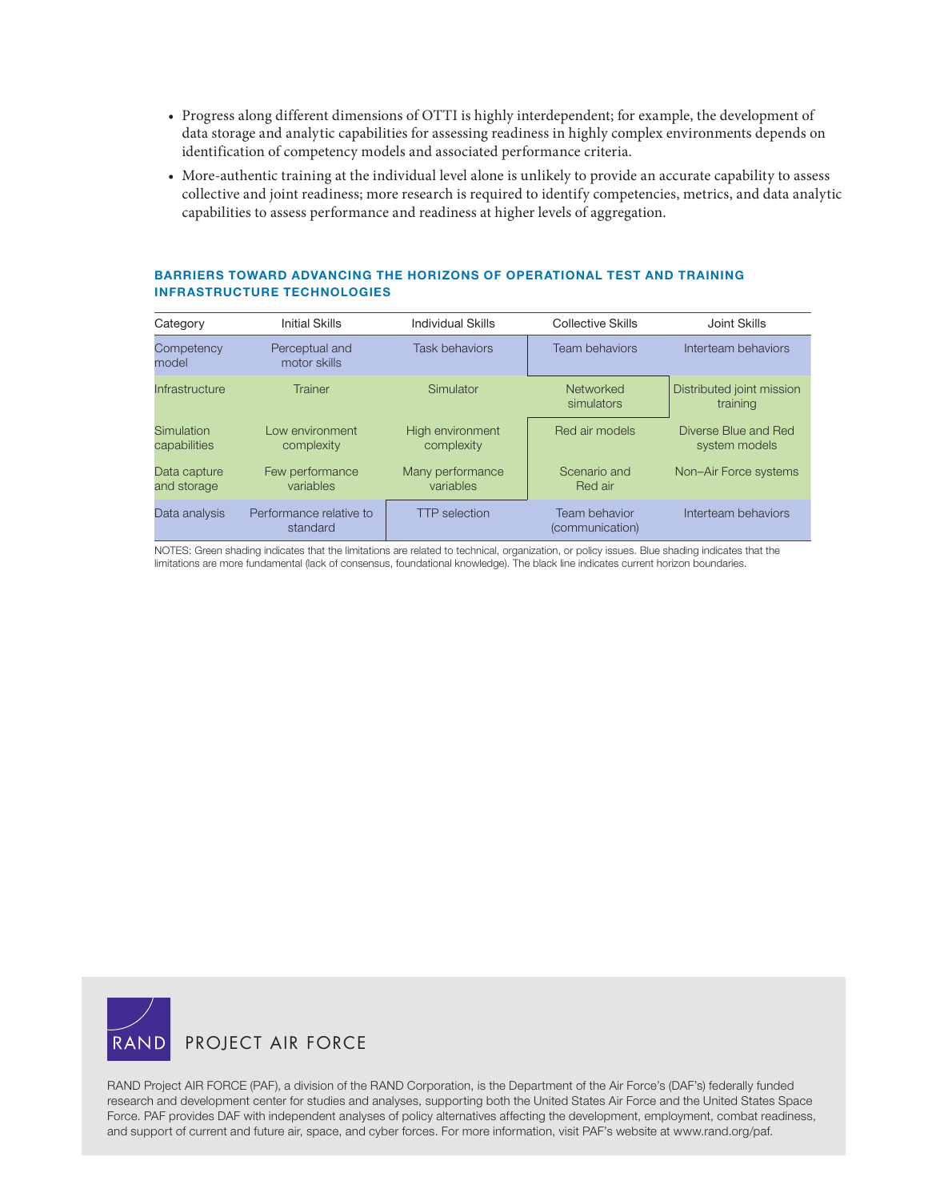- Progress along different dimensions of OTTI is highly interdependent; for example, the development of data storage and analytic capabilities for assessing readiness in highly complex environments depends on identification of competency models and associated performance criteria.
- More-authentic training at the individual level alone is unlikely to provide an accurate capability to assess collective and joint readiness; more research is required to identify competencies, metrics, and data analytic capabilities to assess performance and readiness at higher levels of aggregation.

**BARRIERS TOWARD ADVANCING THE HORIZONS OF OPERATIONAL TEST AND TRAINING INFRASTRUCTURE TECHNOLOGIES**

| Category | Initial Skills | Individual Skills | Collective Skills | Joint Skills |
|---|---|---|---|---|
| Competency model | Perceptual and motor skills | Task behaviors | Team behaviors | Interteam behaviors |
| Infrastructure | Trainer | Simulator | Networked simulators | Distributed joint mission training |
| Simulation capabilities | Low environment complexity | High environment complexity | Red air models | Diverse Blue and Red system models |
| Data capture and storage | Few performance variables | Many performance variables | Scenario and Red air | Non–Air Force systems |
| Data analysis | Performance relative to standard | TTP selection | Team behavior (communication) | Interteam behaviors |

NOTES: Green shading indicates that the limitations are related to technical, organization, or policy issues. Blue shading indicates that the limitations are more fundamental (lack of consensus, foundational knowledge). The black line indicates current horizon boundaries.

RAND PROJECT AIR FORCE

RAND Project AIR FORCE (PAF), a division of the RAND Corporation, is the Department of the Air Force's (DAF's) federally funded research and development center for studies and analyses, supporting both the United States Air Force and the United States Space Force. PAF provides DAF with independent analyses of policy alternatives affecting the development, employment, combat readiness, and support of current and future air, space, and cyber forces. For more information, visit PAF's website at www.rand.org/paf.